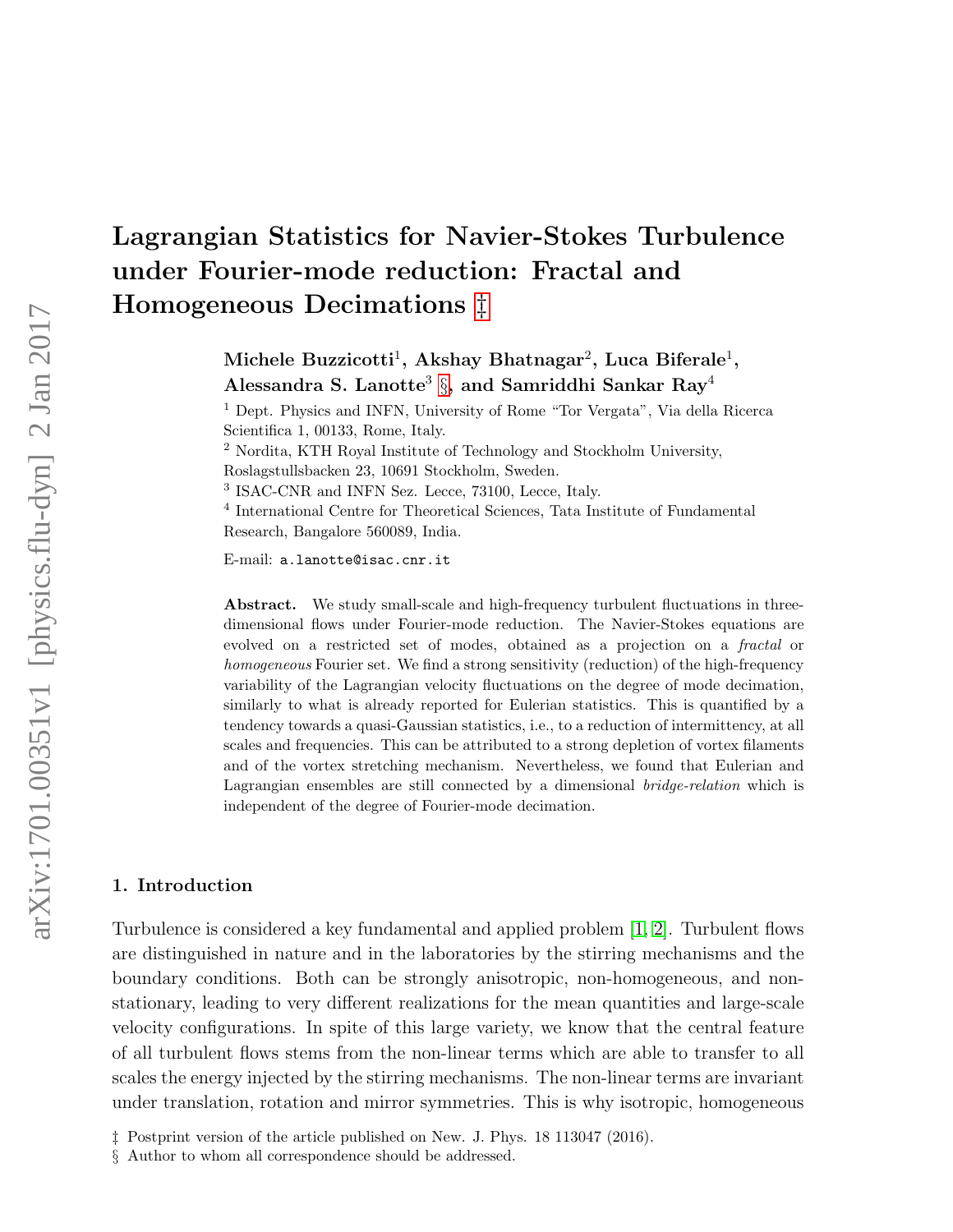# Lagrangian Statistics for Navier-Stokes Turbulence under Fourier-mode reduction: Fractal and Homogeneous Decimations ‡

**Michele Buzzicotti[1], Akshay Bhatnagar[2], Luca Biferale[1], Alessandra S. Lanotte[3] §, and Samriddhi Sankar Ray[4]**

[1] Dept. Physics and INFN, University of Rome "Tor Vergata", Via della Ricerca Scientifica 1, 00133, Rome, Italy.

[2] Nordita, KTH Royal Institute of Technology and Stockholm University, Roslagstullsbacken 23, 10691 Stockholm, Sweden.

[3] ISAC-CNR and INFN Sez. Lecce, 73100, Lecce, Italy.

[4] International Centre for Theoretical Sciences, Tata Institute of Fundamental Research, Bangalore 560089, India.

E-mail: `a.lanotte@isac.cnr.it`

**Abstract.** We study small-scale and high-frequency turbulent fluctuations in three-dimensional flows under Fourier-mode reduction. The Navier-Stokes equations are evolved on a restricted set of modes, obtained as a projection on a *fractal* or *homogeneous* Fourier set. We find a strong sensitivity (reduction) of the high-frequency variability of the Lagrangian velocity fluctuations on the degree of mode decimation, similarly to what is already reported for Eulerian statistics. This is quantified by a tendency towards a quasi-Gaussian statistics, i.e., to a reduction of intermittency, at all scales and frequencies. This can be attributed to a strong depletion of vortex filaments and of the vortex stretching mechanism. Nevertheless, we found that Eulerian and Lagrangian ensembles are still connected by a dimensional *bridge-relation* which is independent of the degree of Fourier-mode decimation.

## 1. Introduction

Turbulence is considered a key fundamental and applied problem [1, 2]. Turbulent flows are distinguished in nature and in the laboratories by the stirring mechanisms and the boundary conditions. Both can be strongly anisotropic, non-homogeneous, and non-stationary, leading to very different realizations for the mean quantities and large-scale velocity configurations. In spite of this large variety, we know that the central feature of all turbulent flows stems from the non-linear terms which are able to transfer to all scales the energy injected by the stirring mechanisms. The non-linear terms are invariant under translation, rotation and mirror symmetries. This is why isotropic, homogeneous

‡ Postprint version of the article published on New. J. Phys. 18 113047 (2016).

§ Author to whom all correspondence should be addressed.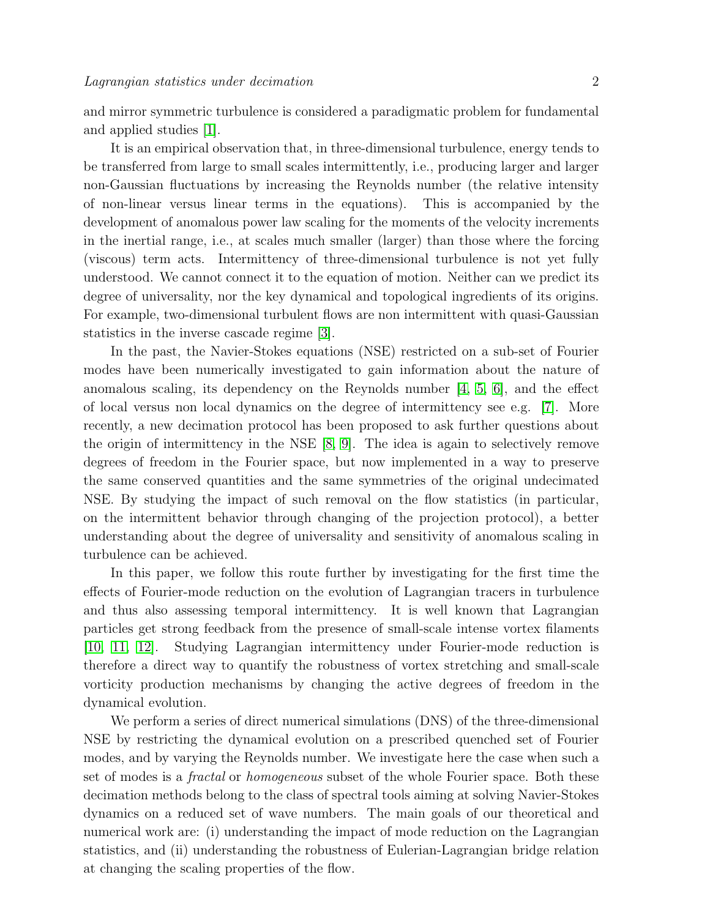and mirror symmetric turbulence is considered a paradigmatic problem for fundamental and applied studies [1].

It is an empirical observation that, in three-dimensional turbulence, energy tends to be transferred from large to small scales intermittently, i.e., producing larger and larger non-Gaussian fluctuations by increasing the Reynolds number (the relative intensity of non-linear versus linear terms in the equations). This is accompanied by the development of anomalous power law scaling for the moments of the velocity increments in the inertial range, i.e., at scales much smaller (larger) than those where the forcing (viscous) term acts. Intermittency of three-dimensional turbulence is not yet fully understood. We cannot connect it to the equation of motion. Neither can we predict its degree of universality, nor the key dynamical and topological ingredients of its origins. For example, two-dimensional turbulent flows are non intermittent with quasi-Gaussian statistics in the inverse cascade regime [3].

In the past, the Navier-Stokes equations (NSE) restricted on a sub-set of Fourier modes have been numerically investigated to gain information about the nature of anomalous scaling, its dependency on the Reynolds number [4, 5, 6], and the effect of local versus non local dynamics on the degree of intermittency see e.g. [7]. More recently, a new decimation protocol has been proposed to ask further questions about the origin of intermittency in the NSE [8, 9]. The idea is again to selectively remove degrees of freedom in the Fourier space, but now implemented in a way to preserve the same conserved quantities and the same symmetries of the original undecimated NSE. By studying the impact of such removal on the flow statistics (in particular, on the intermittent behavior through changing of the projection protocol), a better understanding about the degree of universality and sensitivity of anomalous scaling in turbulence can be achieved.

In this paper, we follow this route further by investigating for the first time the effects of Fourier-mode reduction on the evolution of Lagrangian tracers in turbulence and thus also assessing temporal intermittency. It is well known that Lagrangian particles get strong feedback from the presence of small-scale intense vortex filaments [10, 11, 12]. Studying Lagrangian intermittency under Fourier-mode reduction is therefore a direct way to quantify the robustness of vortex stretching and small-scale vorticity production mechanisms by changing the active degrees of freedom in the dynamical evolution.

We perform a series of direct numerical simulations (DNS) of the three-dimensional NSE by restricting the dynamical evolution on a prescribed quenched set of Fourier modes, and by varying the Reynolds number. We investigate here the case when such a set of modes is a *fractal* or *homogeneous* subset of the whole Fourier space. Both these decimation methods belong to the class of spectral tools aiming at solving Navier-Stokes dynamics on a reduced set of wave numbers. The main goals of our theoretical and numerical work are: (i) understanding the impact of mode reduction on the Lagrangian statistics, and (ii) understanding the robustness of Eulerian-Lagrangian bridge relation at changing the scaling properties of the flow.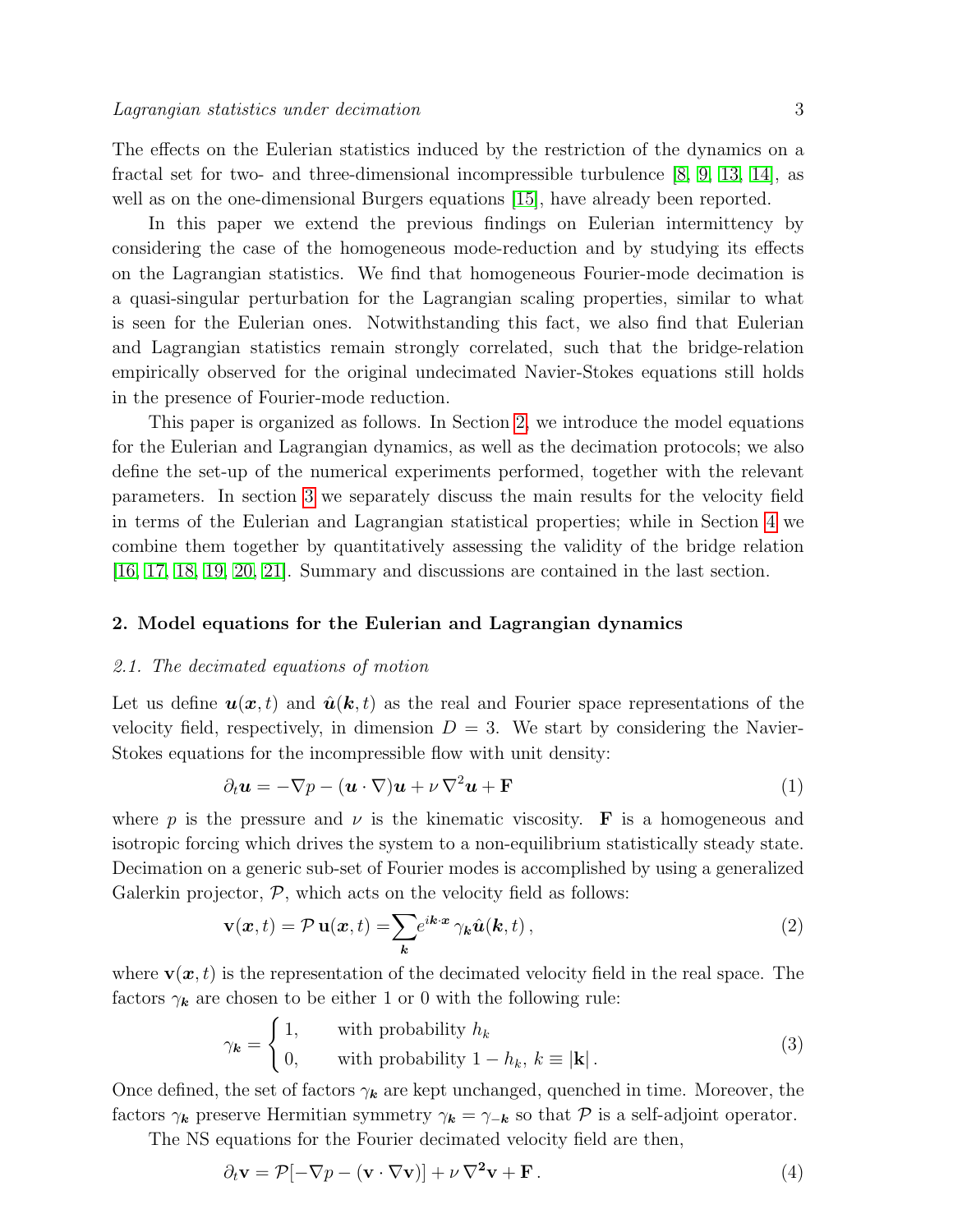The effects on the Eulerian statistics induced by the restriction of the dynamics on a fractal set for two- and three-dimensional incompressible turbulence [8, 9, 13, 14], as well as on the one-dimensional Burgers equations [15], have already been reported.

In this paper we extend the previous findings on Eulerian intermittency by considering the case of the homogeneous mode-reduction and by studying its effects on the Lagrangian statistics. We find that homogeneous Fourier-mode decimation is a quasi-singular perturbation for the Lagrangian scaling properties, similar to what is seen for the Eulerian ones. Notwithstanding this fact, we also find that Eulerian and Lagrangian statistics remain strongly correlated, such that the bridge-relation empirically observed for the original undecimated Navier-Stokes equations still holds in the presence of Fourier-mode reduction.

This paper is organized as follows. In Section 2, we introduce the model equations for the Eulerian and Lagrangian dynamics, as well as the decimation protocols; we also define the set-up of the numerical experiments performed, together with the relevant parameters. In section 3 we separately discuss the main results for the velocity field in terms of the Eulerian and Lagrangian statistical properties; while in Section 4 we combine them together by quantitatively assessing the validity of the bridge relation [16, 17, 18, 19, 20, 21]. Summary and discussions are contained in the last section.

## 2. Model equations for the Eulerian and Lagrangian dynamics

### 2.1. The decimated equations of motion

Let us define $\boldsymbol{u}(\boldsymbol{x},t)$ and $\hat{\boldsymbol{u}}(\boldsymbol{k},t)$ as the real and Fourier space representations of the velocity field, respectively, in dimension $D=3$. We start by considering the Navier-Stokes equations for the incompressible flow with unit density:

$$\partial_t \boldsymbol{u} = -\nabla p - (\boldsymbol{u}\cdot\nabla)\boldsymbol{u} + \nu\,\nabla^2\boldsymbol{u} + \mathbf{F} \tag{1}$$

where $p$ is the pressure and $\nu$ is the kinematic viscosity. $\mathbf{F}$ is a homogeneous and isotropic forcing which drives the system to a non-equilibrium statistically steady state. Decimation on a generic sub-set of Fourier modes is accomplished by using a generalized Galerkin projector, $\mathcal{P}$, which acts on the velocity field as follows:

$$\mathbf{v}(\boldsymbol{x},t) = \mathcal{P}\,\mathbf{u}(\boldsymbol{x},t) = \sum_{\boldsymbol{k}} e^{i\boldsymbol{k}\cdot\boldsymbol{x}}\,\gamma_{\boldsymbol{k}}\hat{\boldsymbol{u}}(\boldsymbol{k},t)\,, \tag{2}$$

where $\mathbf{v}(\boldsymbol{x},t)$ is the representation of the decimated velocity field in the real space. The factors $\gamma_{\boldsymbol{k}}$ are chosen to be either 1 or 0 with the following rule:

$$\gamma_{\boldsymbol{k}} = \begin{cases} 1, & \text{with probability } h_k \\ 0, & \text{with probability } 1-h_k,\ k \equiv |\mathbf{k}|\,. \end{cases} \tag{3}$$

Once defined, the set of factors $\gamma_{\boldsymbol{k}}$ are kept unchanged, quenched in time. Moreover, the factors $\gamma_{\boldsymbol{k}}$ preserve Hermitian symmetry $\gamma_{\boldsymbol{k}} = \gamma_{-\boldsymbol{k}}$ so that $\mathcal{P}$ is a self-adjoint operator.

The NS equations for the Fourier decimated velocity field are then,

$$\partial_t \mathbf{v} = \mathcal{P}[-\nabla p - (\mathbf{v}\cdot\nabla\mathbf{v})] + \nu\,\nabla^{\mathbf{2}}\mathbf{v} + \mathbf{F}\,. \tag{4}$$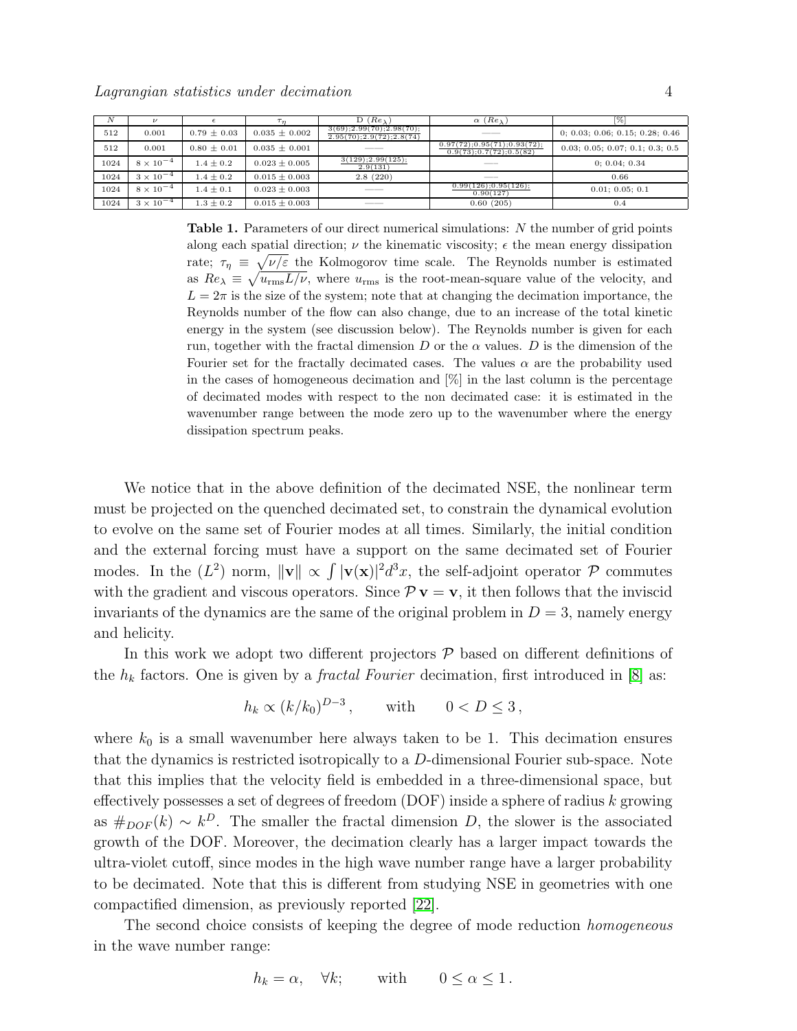| $N$ | $\nu$ | $\epsilon$ | $\tau_\eta$ | D ($Re_\lambda$) | $\alpha$ ($Re_\lambda$) | [%] |
|---|---|---|---|---|---|---|
| 512 | 0.001 | $0.79 \pm 0.03$ | $0.035 \pm 0.002$ | 3(69);2.99(70);2.98(70); 2.95(70);2.9(72);2.8(74) | —— | 0; 0.03; 0.06; 0.15; 0.28; 0.46 |
| 512 | 0.001 | $0.80 \pm 0.01$ | $0.035 \pm 0.001$ | —— | 0.97(72);0.95(71);0.93(72); 0.9(73);0.7(72);0.5(82) | 0.03; 0.05; 0.07; 0.1; 0.3; 0.5 |
| 1024 | $8 \times 10^{-4}$ | $1.4 \pm 0.2$ | $0.023 \pm 0.005$ | 3(129);2.99(125); 2.9(131) | —— | 0; 0.04; 0.34 |
| 1024 | $3 \times 10^{-4}$ | $1.4 \pm 0.2$ | $0.015 \pm 0.003$ | 2.8 (220) | —— | 0.66 |
| 1024 | $8 \times 10^{-4}$ | $1.4 \pm 0.1$ | $0.023 \pm 0.003$ | —— | 0.99(126);0.95(126); 0.90(127) | 0.01; 0.05; 0.1 |
| 1024 | $3 \times 10^{-4}$ | $1.3 \pm 0.2$ | $0.015 \pm 0.003$ | —— | 0.60 (205) | 0.4 |

**Table 1.** Parameters of our direct numerical simulations: $N$ the number of grid points along each spatial direction; $\nu$ the kinematic viscosity; $\epsilon$ the mean energy dissipation rate; $\tau_\eta \equiv \sqrt{\nu/\varepsilon}$ the Kolmogorov time scale. The Reynolds number is estimated as $Re_\lambda \equiv \sqrt{u_{\rm rms}L/\nu}$, where $u_{\rm rms}$ is the root-mean-square value of the velocity, and $L = 2\pi$ is the size of the system; note that at changing the decimation importance, the Reynolds number of the flow can also change, due to an increase of the total kinetic energy in the system (see discussion below). The Reynolds number is given for each run, together with the fractal dimension $D$ or the $\alpha$ values. $D$ is the dimension of the Fourier set for the fractally decimated cases. The values $\alpha$ are the probability used in the cases of homogeneous decimation and [%] in the last column is the percentage of decimated modes with respect to the non decimated case: it is estimated in the wavenumber range between the mode zero up to the wavenumber where the energy dissipation spectrum peaks.

We notice that in the above definition of the decimated NSE, the nonlinear term must be projected on the quenched decimated set, to constrain the dynamical evolution to evolve on the same set of Fourier modes at all times. Similarly, the initial condition and the external forcing must have a support on the same decimated set of Fourier modes. In the ($L^2$) norm, $\|\mathbf{v}\| \propto \int |\mathbf{v}(\mathbf{x})|^2 d^3x$, the self-adjoint operator $\mathcal{P}$ commutes with the gradient and viscous operators. Since $\mathcal{P}\,\mathbf{v} = \mathbf{v}$, it then follows that the inviscid invariants of the dynamics are the same of the original problem in $D = 3$, namely energy and helicity.

In this work we adopt two different projectors $\mathcal{P}$ based on different definitions of the $h_k$ factors. One is given by a *fractal Fourier* decimation, first introduced in [8] as:

$$h_k \propto (k/k_0)^{D-3}, \qquad \text{with} \qquad 0 < D \leq 3,$$

where $k_0$ is a small wavenumber here always taken to be 1. This decimation ensures that the dynamics is restricted isotropically to a $D$-dimensional Fourier sub-space. Note that this implies that the velocity field is embedded in a three-dimensional space, but effectively possesses a set of degrees of freedom (DOF) inside a sphere of radius $k$ growing as $\#_{DOF}(k) \sim k^D$. The smaller the fractal dimension $D$, the slower is the associated growth of the DOF. Moreover, the decimation clearly has a larger impact towards the ultra-violet cutoff, since modes in the high wave number range have a larger probability to be decimated. Note that this is different from studying NSE in geometries with one compactified dimension, as previously reported [22].

The second choice consists of keeping the degree of mode reduction *homogeneous* in the wave number range:

$$h_k = \alpha, \quad \forall k; \qquad \text{with} \qquad 0 \leq \alpha \leq 1\,.$$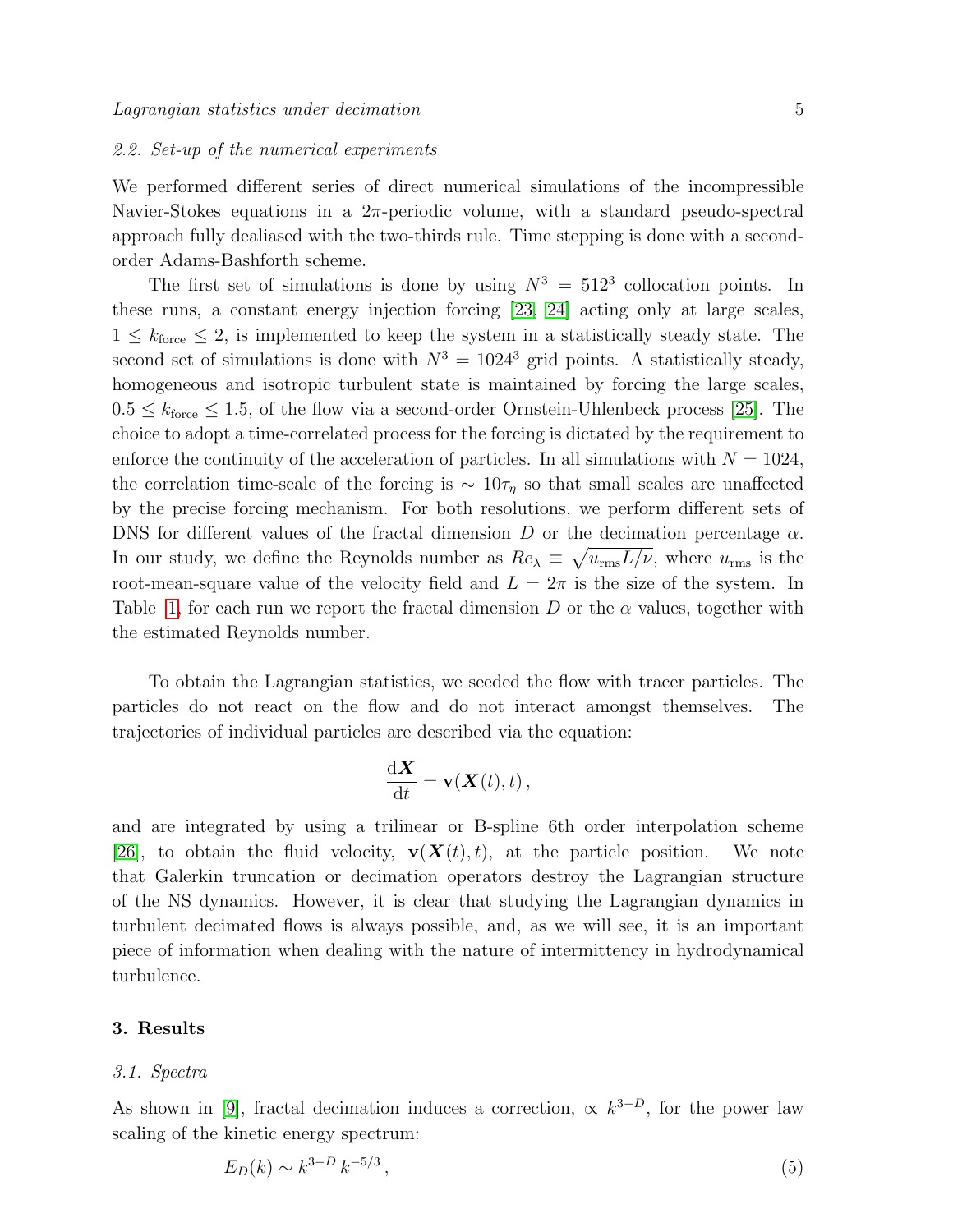### 2.2. Set-up of the numerical experiments

We performed different series of direct numerical simulations of the incompressible Navier-Stokes equations in a $2\pi$-periodic volume, with a standard pseudo-spectral approach fully dealiased with the two-thirds rule. Time stepping is done with a second-order Adams-Bashforth scheme.

The first set of simulations is done by using $N^3 = 512^3$ collocation points. In these runs, a constant energy injection forcing [23, 24] acting only at large scales, $1 \le k_{\mathrm{force}} \le 2$, is implemented to keep the system in a statistically steady state. The second set of simulations is done with $N^3 = 1024^3$ grid points. A statistically steady, homogeneous and isotropic turbulent state is maintained by forcing the large scales, $0.5 \le k_{\mathrm{force}} \le 1.5$, of the flow via a second-order Ornstein-Uhlenbeck process [25]. The choice to adopt a time-correlated process for the forcing is dictated by the requirement to enforce the continuity of the acceleration of particles. In all simulations with $N = 1024$, the correlation time-scale of the forcing is $\sim 10\tau_\eta$ so that small scales are unaffected by the precise forcing mechanism. For both resolutions, we perform different sets of DNS for different values of the fractal dimension $D$ or the decimation percentage $\alpha$. In our study, we define the Reynolds number as $Re_\lambda \equiv \sqrt{u_{\mathrm{rms}} L/\nu}$, where $u_{\mathrm{rms}}$ is the root-mean-square value of the velocity field and $L = 2\pi$ is the size of the system. In Table 1, for each run we report the fractal dimension $D$ or the $\alpha$ values, together with the estimated Reynolds number.

To obtain the Lagrangian statistics, we seeded the flow with tracer particles. The particles do not react on the flow and do not interact amongst themselves. The trajectories of individual particles are described via the equation:

$$\frac{\mathrm{d}\boldsymbol{X}}{\mathrm{d}t} = \mathbf{v}(\boldsymbol{X}(t), t)\,,$$

and are integrated by using a trilinear or B-spline 6th order interpolation scheme [26], to obtain the fluid velocity, $\mathbf{v}(\boldsymbol{X}(t), t)$, at the particle position. We note that Galerkin truncation or decimation operators destroy the Lagrangian structure of the NS dynamics. However, it is clear that studying the Lagrangian dynamics in turbulent decimated flows is always possible, and, as we will see, it is an important piece of information when dealing with the nature of intermittency in hydrodynamical turbulence.

## 3. Results

### 3.1. Spectra

As shown in [9], fractal decimation induces a correction, $\propto k^{3-D}$, for the power law scaling of the kinetic energy spectrum:

$$E_D(k) \sim k^{3-D}\, k^{-5/3}\,, \tag{5}$$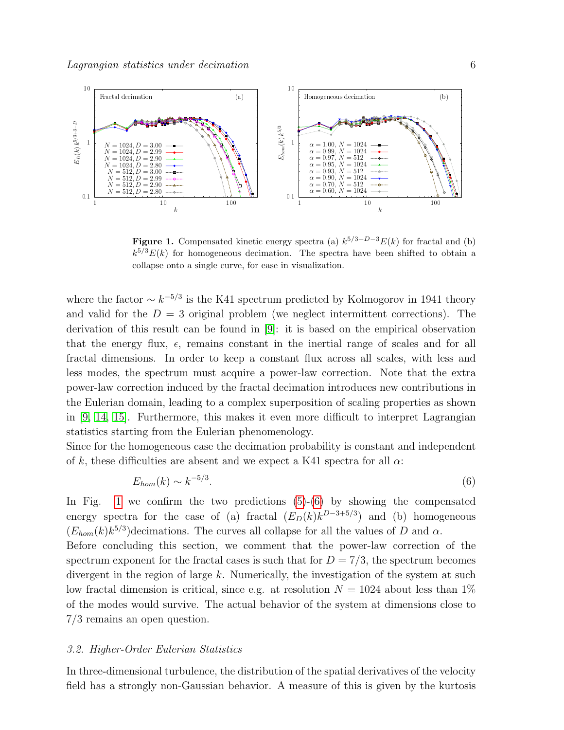Figure 1. Compensated kinetic energy spectra (a) $k^{5/3+D-3}E(k)$ for fractal and (b) $k^{5/3}E(k)$ for homogeneous decimation. The spectra have been shifted to obtain a collapse onto a single curve, for ease in visualization.

where the factor $\sim k^{-5/3}$ is the K41 spectrum predicted by Kolmogorov in 1941 theory and valid for the $D = 3$ original problem (we neglect intermittent corrections). The derivation of this result can be found in [9]: it is based on the empirical observation that the energy flux, $\epsilon$, remains constant in the inertial range of scales and for all fractal dimensions. In order to keep a constant flux across all scales, with less and less modes, the spectrum must acquire a power-law correction. Note that the extra power-law correction induced by the fractal decimation introduces new contributions in the Eulerian domain, leading to a complex superposition of scaling properties as shown in [9, 14, 15]. Furthermore, this makes it even more difficult to interpret Lagrangian statistics starting from the Eulerian phenomenology.

Since for the homogeneous case the decimation probability is constant and independent of $k$, these difficulties are absent and we expect a K41 spectra for all $\alpha$:

$$E_{hom}(k) \sim k^{-5/3}. \tag{6}$$

In Fig. 1 we confirm the two predictions (5)-(6) by showing the compensated energy spectra for the case of (a) fractal ($E_D(k)k^{D-3+5/3}$) and (b) homogeneous ($E_{hom}(k)k^{5/3}$)decimations. The curves all collapse for all the values of $D$ and $\alpha$.

Before concluding this section, we comment that the power-law correction of the spectrum exponent for the fractal cases is such that for $D = 7/3$, the spectrum becomes divergent in the region of large $k$. Numerically, the investigation of the system at such low fractal dimension is critical, since e.g. at resolution $N = 1024$ about less than 1% of the modes would survive. The actual behavior of the system at dimensions close to 7/3 remains an open question.

### 3.2. Higher-Order Eulerian Statistics

In three-dimensional turbulence, the distribution of the spatial derivatives of the velocity field has a strongly non-Gaussian behavior. A measure of this is given by the kurtosis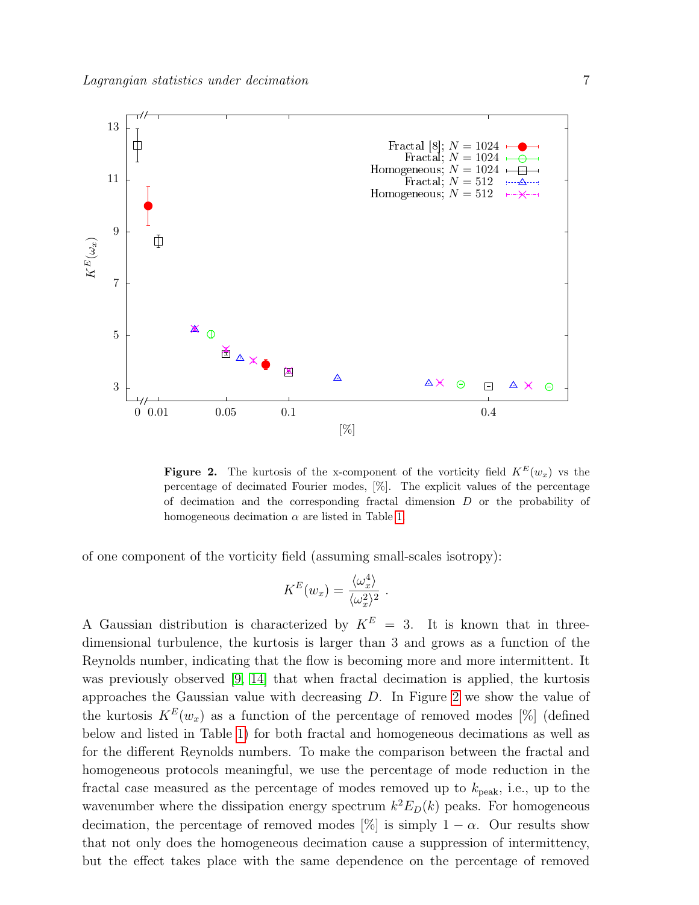**Figure 2.** The kurtosis of the x-component of the vorticity field $K^E(w_x)$ vs the percentage of decimated Fourier modes, [%]. The explicit values of the percentage of decimation and the corresponding fractal dimension $D$ or the probability of homogeneous decimation $\alpha$ are listed in Table 1.

of one component of the vorticity field (assuming small-scales isotropy):

$$K^E(w_x) = \frac{\langle \omega_x^4 \rangle}{\langle \omega_x^2 \rangle^2} \ .$$

A Gaussian distribution is characterized by $K^E = 3$. It is known that in three-dimensional turbulence, the kurtosis is larger than 3 and grows as a function of the Reynolds number, indicating that the flow is becoming more and more intermittent. It was previously observed [9, 14] that when fractal decimation is applied, the kurtosis approaches the Gaussian value with decreasing $D$. In Figure 2 we show the value of the kurtosis $K^E(w_x)$ as a function of the percentage of removed modes [%] (defined below and listed in Table 1) for both fractal and homogeneous decimations as well as for the different Reynolds numbers. To make the comparison between the fractal and homogeneous protocols meaningful, we use the percentage of mode reduction in the fractal case measured as the percentage of modes removed up to $k_{\text{peak}}$, i.e., up to the wavenumber where the dissipation energy spectrum $k^2 E_D(k)$ peaks. For homogeneous decimation, the percentage of removed modes [%] is simply $1 - \alpha$. Our results show that not only does the homogeneous decimation cause a suppression of intermittency, but the effect takes place with the same dependence on the percentage of removed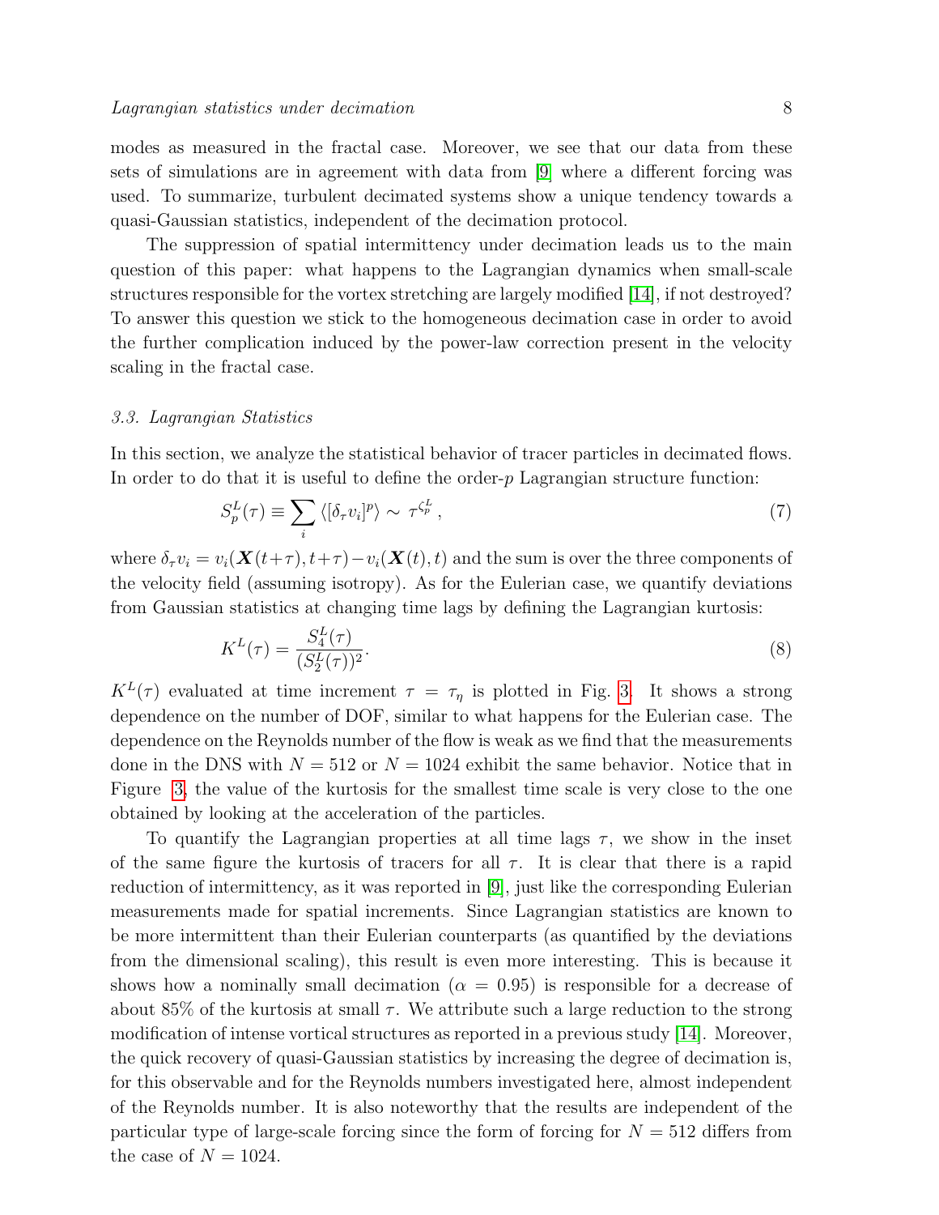modes as measured in the fractal case. Moreover, we see that our data from these sets of simulations are in agreement with data from [9] where a different forcing was used. To summarize, turbulent decimated systems show a unique tendency towards a quasi-Gaussian statistics, independent of the decimation protocol.

The suppression of spatial intermittency under decimation leads us to the main question of this paper: what happens to the Lagrangian dynamics when small-scale structures responsible for the vortex stretching are largely modified [14], if not destroyed? To answer this question we stick to the homogeneous decimation case in order to avoid the further complication induced by the power-law correction present in the velocity scaling in the fractal case.

### *3.3. Lagrangian Statistics*

In this section, we analyze the statistical behavior of tracer particles in decimated flows. In order to do that it is useful to define the order-$p$ Lagrangian structure function:

$$S_p^L(\tau) \equiv \sum_i \langle [\delta_\tau v_i]^p \rangle \sim \tau^{\zeta_p^L} \,, \tag{7}$$

where $\delta_\tau v_i = v_i(\boldsymbol{X}(t+\tau), t+\tau) - v_i(\boldsymbol{X}(t), t)$ and the sum is over the three components of the velocity field (assuming isotropy). As for the Eulerian case, we quantify deviations from Gaussian statistics at changing time lags by defining the Lagrangian kurtosis:

$$K^L(\tau) = \frac{S_4^L(\tau)}{(S_2^L(\tau))^2}. \tag{8}$$

$K^L(\tau)$ evaluated at time increment $\tau = \tau_\eta$ is plotted in Fig. 3. It shows a strong dependence on the number of DOF, similar to what happens for the Eulerian case. The dependence on the Reynolds number of the flow is weak as we find that the measurements done in the DNS with $N = 512$ or $N = 1024$ exhibit the same behavior. Notice that in Figure 3, the value of the kurtosis for the smallest time scale is very close to the one obtained by looking at the acceleration of the particles.

To quantify the Lagrangian properties at all time lags $\tau$, we show in the inset of the same figure the kurtosis of tracers for all $\tau$. It is clear that there is a rapid reduction of intermittency, as it was reported in [9], just like the corresponding Eulerian measurements made for spatial increments. Since Lagrangian statistics are known to be more intermittent than their Eulerian counterparts (as quantified by the deviations from the dimensional scaling), this result is even more interesting. This is because it shows how a nominally small decimation ($\alpha = 0.95$) is responsible for a decrease of about 85% of the kurtosis at small $\tau$. We attribute such a large reduction to the strong modification of intense vortical structures as reported in a previous study [14]. Moreover, the quick recovery of quasi-Gaussian statistics by increasing the degree of decimation is, for this observable and for the Reynolds numbers investigated here, almost independent of the Reynolds number. It is also noteworthy that the results are independent of the particular type of large-scale forcing since the form of forcing for $N = 512$ differs from the case of $N = 1024$.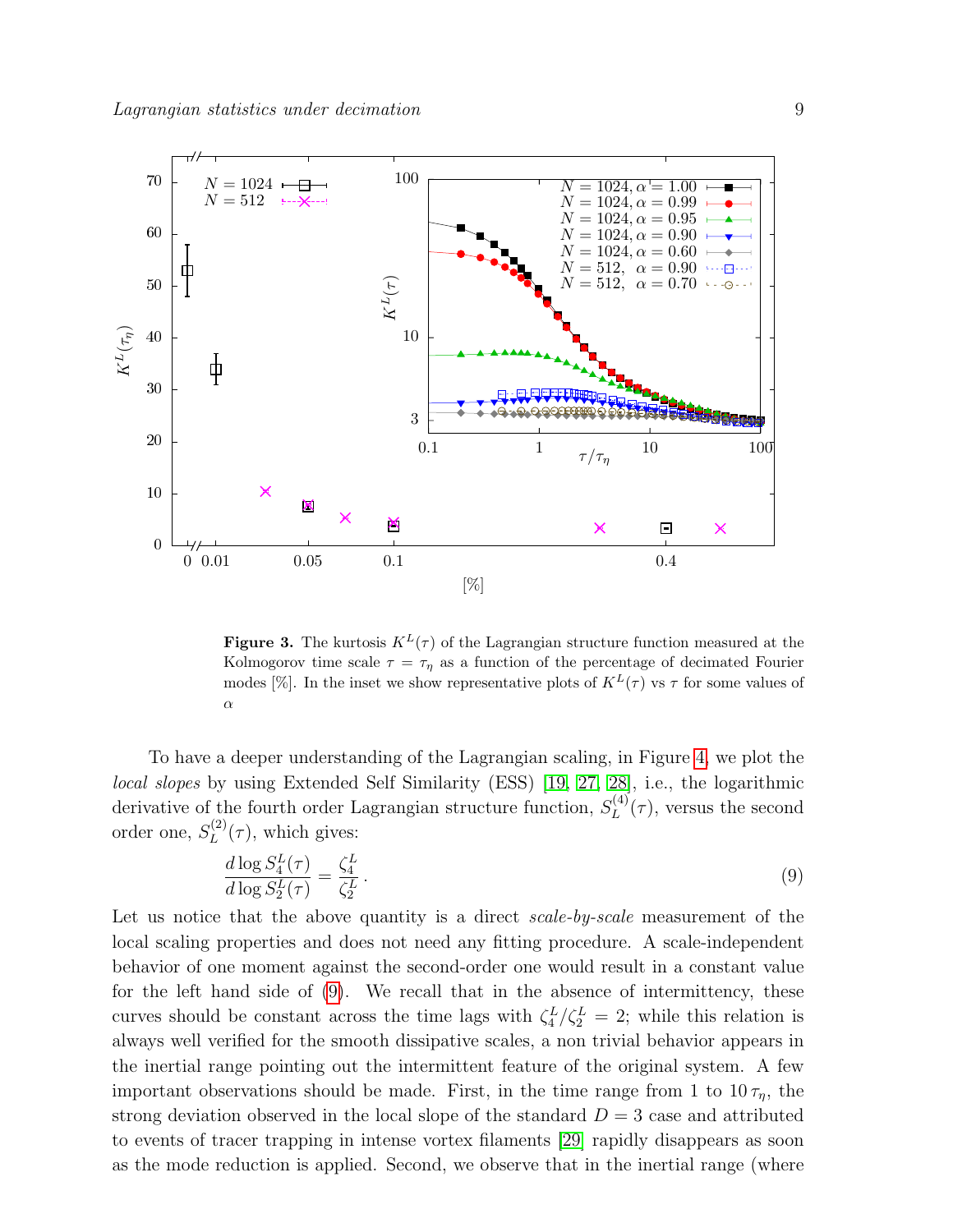**Figure 3.** The kurtosis $K^L(\tau)$ of the Lagrangian structure function measured at the Kolmogorov time scale $\tau = \tau_\eta$ as a function of the percentage of decimated Fourier modes [%]. In the inset we show representative plots of $K^L(\tau)$ vs $\tau$ for some values of $\alpha$

To have a deeper understanding of the Lagrangian scaling, in Figure 4, we plot the *local slopes* by using Extended Self Similarity (ESS) [19, 27, 28], i.e., the logarithmic derivative of the fourth order Lagrangian structure function, $S_L^{(4)}(\tau)$, versus the second order one, $S_L^{(2)}(\tau)$, which gives:

$$\frac{d \log S_4^L(\tau)}{d \log S_2^L(\tau)} = \frac{\zeta_4^L}{\zeta_2^L} \,. \tag{9}$$

Let us notice that the above quantity is a direct *scale-by-scale* measurement of the local scaling properties and does not need any fitting procedure. A scale-independent behavior of one moment against the second-order one would result in a constant value for the left hand side of (9). We recall that in the absence of intermittency, these curves should be constant across the time lags with $\zeta_4^L/\zeta_2^L = 2$; while this relation is always well verified for the smooth dissipative scales, a non trivial behavior appears in the inertial range pointing out the intermittent feature of the original system. A few important observations should be made. First, in the time range from 1 to $10\,\tau_\eta$, the strong deviation observed in the local slope of the standard $D = 3$ case and attributed to events of tracer trapping in intense vortex filaments [29] rapidly disappears as soon as the mode reduction is applied. Second, we observe that in the inertial range (where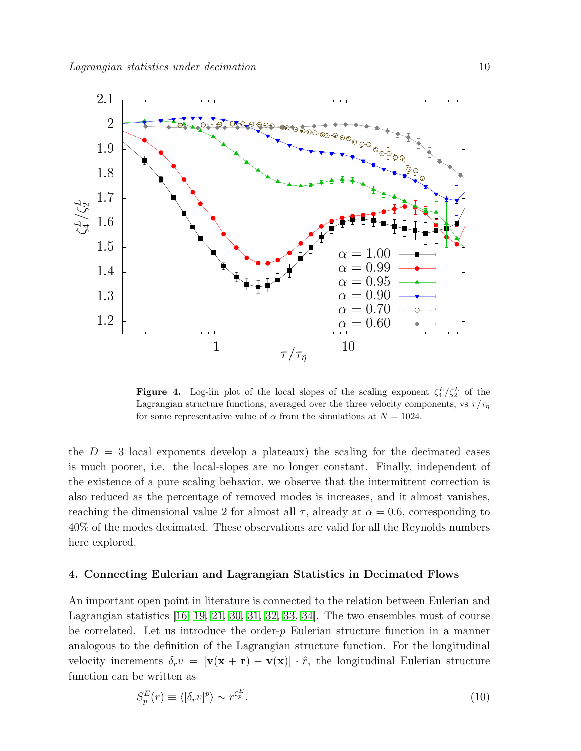**Figure 4.** Log-lin plot of the local slopes of the scaling exponent $\zeta_4^L/\zeta_2^L$ of the Lagrangian structure functions, averaged over the three velocity components, vs $\tau/\tau_\eta$ for some representative value of $\alpha$ from the simulations at $N = 1024$.

the $D = 3$ local exponents develop a plateaux) the scaling for the decimated cases is much poorer, i.e. the local-slopes are no longer constant. Finally, independent of the existence of a pure scaling behavior, we observe that the intermittent correction is also reduced as the percentage of removed modes is increases, and it almost vanishes, reaching the dimensional value 2 for almost all $\tau$, already at $\alpha = 0.6$, corresponding to 40% of the modes decimated. These observations are valid for all the Reynolds numbers here explored.

## 4. Connecting Eulerian and Lagrangian Statistics in Decimated Flows

An important open point in literature is connected to the relation between Eulerian and Lagrangian statistics [16, 19, 21, 30, 31, 32, 33, 34]. The two ensembles must of course be correlated. Let us introduce the order-$p$ Eulerian structure function in a manner analogous to the definition of the Lagrangian structure function. For the longitudinal velocity increments $\delta_r v = [\mathbf{v}(\mathbf{x} + \mathbf{r}) - \mathbf{v}(\mathbf{x})] \cdot \hat{r}$, the longitudinal Eulerian structure function can be written as

$$S_p^E(r) \equiv \langle [\delta_r v]^p \rangle \sim r^{\zeta_p^E}. \tag{10}$$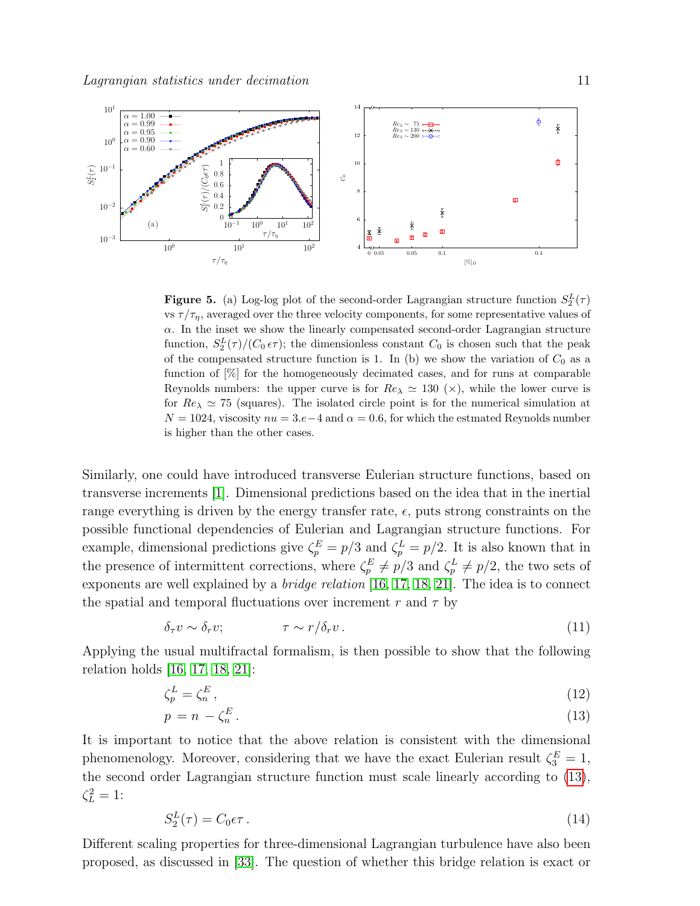**Figure 5.** (a) Log-log plot of the second-order Lagrangian structure function $S_2^L(\tau)$ vs $\tau/\tau_\eta$, averaged over the three velocity components, for some representative values of $\alpha$. In the inset we show the linearly compensated second-order Lagrangian structure function, $S_2^L(\tau)/(C_0\,\epsilon\tau)$; the dimensionless constant $C_0$ is chosen such that the peak of the compensated structure function is 1. In (b) we show the variation of $C_0$ as a function of [%] for the homogeneously decimated cases, and for runs at comparable Reynolds numbers: the upper curve is for $Re_\lambda \simeq 130$ ($\times$), while the lower curve is for $Re_\lambda \simeq 75$ (squares). The isolated circle point is for the numerical simulation at $N = 1024$, viscosity $nu = 3.e-4$ and $\alpha = 0.6$, for which the estmated Reynolds number is higher than the other cases.

Similarly, one could have introduced transverse Eulerian structure functions, based on transverse increments [1]. Dimensional predictions based on the idea that in the inertial range everything is driven by the energy transfer rate, $\epsilon$, puts strong constraints on the possible functional dependencies of Eulerian and Lagrangian structure functions. For example, dimensional predictions give $\zeta_p^E = p/3$ and $\zeta_p^L = p/2$. It is also known that in the presence of intermittent corrections, where $\zeta_p^E \neq p/3$ and $\zeta_p^L \neq p/2$, the two sets of exponents are well explained by a *bridge relation* [16, 17, 18, 21]. The idea is to connect the spatial and temporal fluctuations over increment $r$ and $\tau$ by

$$\delta_\tau v \sim \delta_r v; \qquad\qquad \tau \sim r/\delta_r v\,. \tag{11}$$

Applying the usual multifractal formalism, is then possible to show that the following relation holds [16, 17, 18, 21]:

$$\zeta_p^L = \zeta_n^E\,, \tag{12}$$

$$p\, = n\, - \zeta_n^E\,. \tag{13}$$

It is important to notice that the above relation is consistent with the dimensional phenomenology. Moreover, considering that we have the exact Eulerian result $\zeta_3^E = 1$, the second order Lagrangian structure function must scale linearly according to (13), $\zeta_L^2 = 1$:

$$S_2^L(\tau) = C_0\epsilon\tau\,. \tag{14}$$

Different scaling properties for three-dimensional Lagrangian turbulence have also been proposed, as discussed in [33]. The question of whether this bridge relation is exact or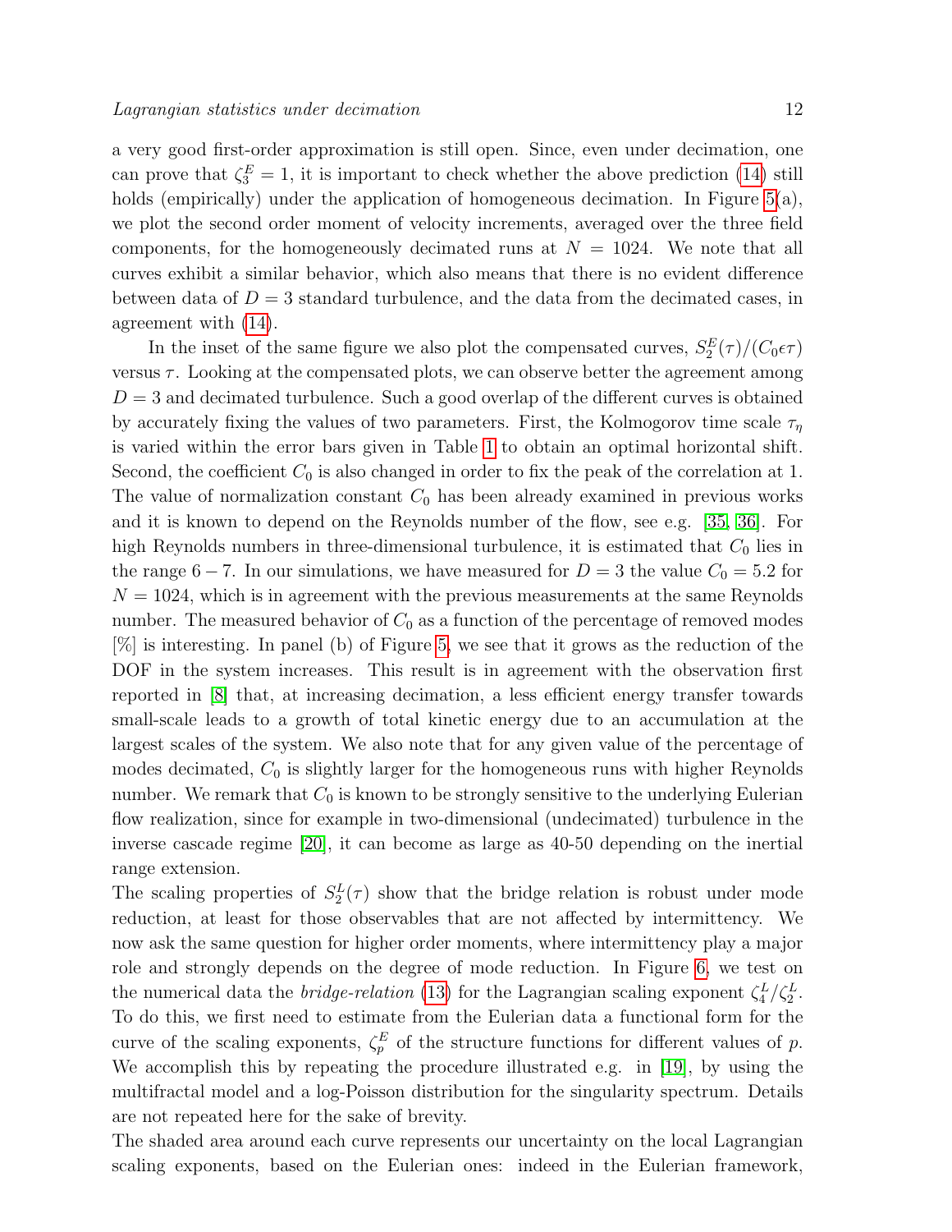a very good first-order approximation is still open. Since, even under decimation, one can prove that $\zeta_3^E = 1$, it is important to check whether the above prediction (14) still holds (empirically) under the application of homogeneous decimation. In Figure 5(a), we plot the second order moment of velocity increments, averaged over the three field components, for the homogeneously decimated runs at $N = 1024$. We note that all curves exhibit a similar behavior, which also means that there is no evident difference between data of $D = 3$ standard turbulence, and the data from the decimated cases, in agreement with (14).

In the inset of the same figure we also plot the compensated curves, $S_2^E(\tau)/(C_0\epsilon\tau)$ versus $\tau$. Looking at the compensated plots, we can observe better the agreement among $D = 3$ and decimated turbulence. Such a good overlap of the different curves is obtained by accurately fixing the values of two parameters. First, the Kolmogorov time scale $\tau_\eta$ is varied within the error bars given in Table 1 to obtain an optimal horizontal shift. Second, the coefficient $C_0$ is also changed in order to fix the peak of the correlation at 1. The value of normalization constant $C_0$ has been already examined in previous works and it is known to depend on the Reynolds number of the flow, see e.g. [35, 36]. For high Reynolds numbers in three-dimensional turbulence, it is estimated that $C_0$ lies in the range $6-7$. In our simulations, we have measured for $D = 3$ the value $C_0 = 5.2$ for $N = 1024$, which is in agreement with the previous measurements at the same Reynolds number. The measured behavior of $C_0$ as a function of the percentage of removed modes [%] is interesting. In panel (b) of Figure 5, we see that it grows as the reduction of the DOF in the system increases. This result is in agreement with the observation first reported in [8] that, at increasing decimation, a less efficient energy transfer towards small-scale leads to a growth of total kinetic energy due to an accumulation at the largest scales of the system. We also note that for any given value of the percentage of modes decimated, $C_0$ is slightly larger for the homogeneous runs with higher Reynolds number. We remark that $C_0$ is known to be strongly sensitive to the underlying Eulerian flow realization, since for example in two-dimensional (undecimated) turbulence in the inverse cascade regime [20], it can become as large as 40-50 depending on the inertial range extension.

The scaling properties of $S_2^L(\tau)$ show that the bridge relation is robust under mode reduction, at least for those observables that are not affected by intermittency. We now ask the same question for higher order moments, where intermittency play a major role and strongly depends on the degree of mode reduction. In Figure 6, we test on the numerical data the *bridge-relation* (13) for the Lagrangian scaling exponent $\zeta_4^L/\zeta_2^L$. To do this, we first need to estimate from the Eulerian data a functional form for the curve of the scaling exponents, $\zeta_p^E$ of the structure functions for different values of $p$. We accomplish this by repeating the procedure illustrated e.g. in [19], by using the multifractal model and a log-Poisson distribution for the singularity spectrum. Details are not repeated here for the sake of brevity.

The shaded area around each curve represents our uncertainty on the local Lagrangian scaling exponents, based on the Eulerian ones: indeed in the Eulerian framework,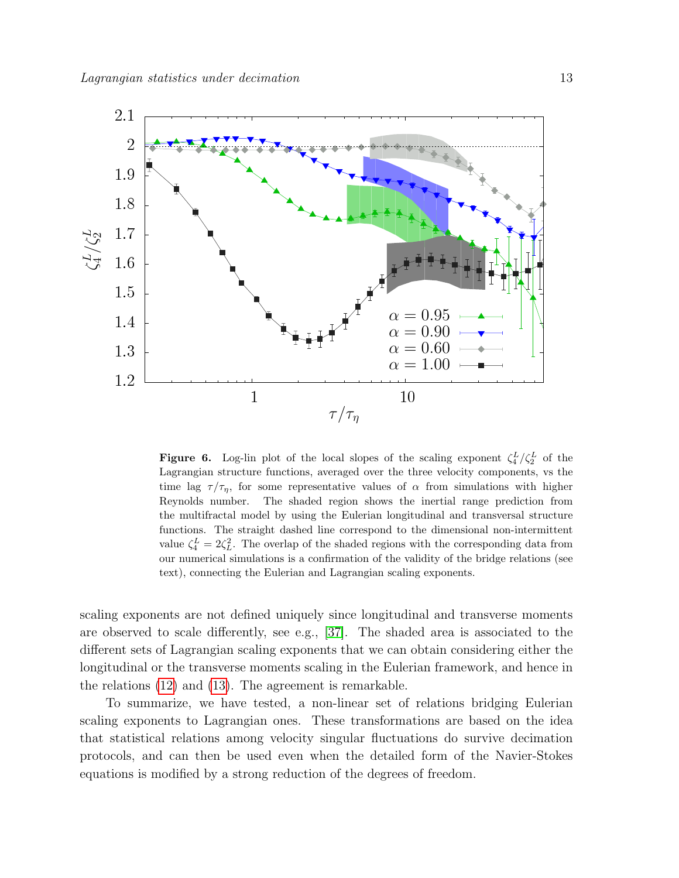**Figure 6.** Log-lin plot of the local slopes of the scaling exponent $\zeta_4^L/\zeta_2^L$ of the Lagrangian structure functions, averaged over the three velocity components, vs the time lag $\tau/\tau_\eta$, for some representative values of $\alpha$ from simulations with higher Reynolds number. The shaded region shows the inertial range prediction from the multifractal model by using the Eulerian longitudinal and transversal structure functions. The straight dashed line correspond to the dimensional non-intermittent value $\zeta_4^L = 2\zeta_L^2$. The overlap of the shaded regions with the corresponding data from our numerical simulations is a confirmation of the validity of the bridge relations (see text), connecting the Eulerian and Lagrangian scaling exponents.

scaling exponents are not defined uniquely since longitudinal and transverse moments are observed to scale differently, see e.g., [37]. The shaded area is associated to the different sets of Lagrangian scaling exponents that we can obtain considering either the longitudinal or the transverse moments scaling in the Eulerian framework, and hence in the relations (12) and (13). The agreement is remarkable.

To summarize, we have tested, a non-linear set of relations bridging Eulerian scaling exponents to Lagrangian ones. These transformations are based on the idea that statistical relations among velocity singular fluctuations do survive decimation protocols, and can then be used even when the detailed form of the Navier-Stokes equations is modified by a strong reduction of the degrees of freedom.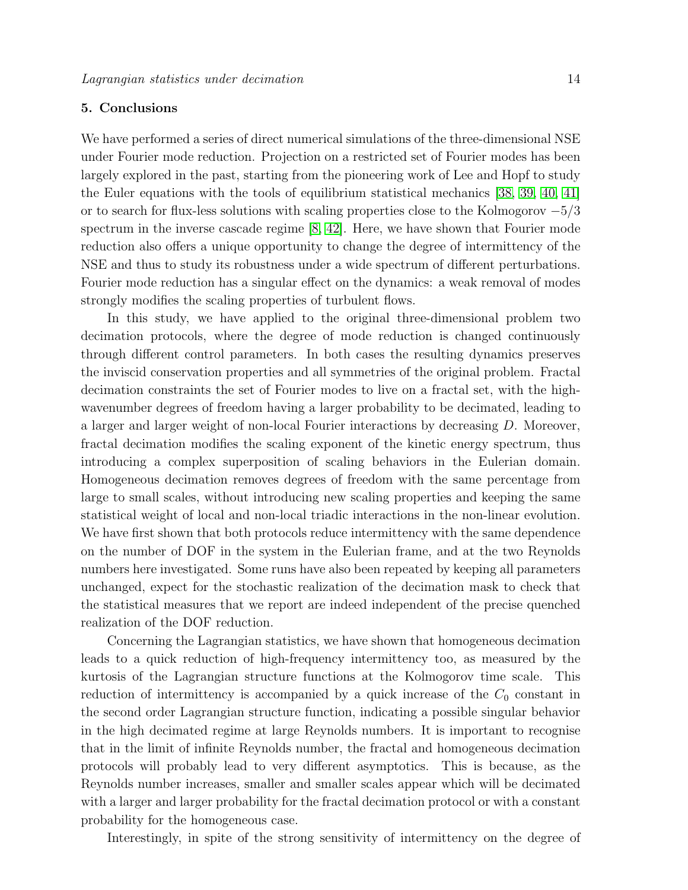## 5. Conclusions

We have performed a series of direct numerical simulations of the three-dimensional NSE under Fourier mode reduction. Projection on a restricted set of Fourier modes has been largely explored in the past, starting from the pioneering work of Lee and Hopf to study the Euler equations with the tools of equilibrium statistical mechanics [38, 39, 40, 41] or to search for flux-less solutions with scaling properties close to the Kolmogorov $-5/3$ spectrum in the inverse cascade regime [8, 42]. Here, we have shown that Fourier mode reduction also offers a unique opportunity to change the degree of intermittency of the NSE and thus to study its robustness under a wide spectrum of different perturbations. Fourier mode reduction has a singular effect on the dynamics: a weak removal of modes strongly modifies the scaling properties of turbulent flows.

In this study, we have applied to the original three-dimensional problem two decimation protocols, where the degree of mode reduction is changed continuously through different control parameters. In both cases the resulting dynamics preserves the inviscid conservation properties and all symmetries of the original problem. Fractal decimation constraints the set of Fourier modes to live on a fractal set, with the high-wavenumber degrees of freedom having a larger probability to be decimated, leading to a larger and larger weight of non-local Fourier interactions by decreasing $D$. Moreover, fractal decimation modifies the scaling exponent of the kinetic energy spectrum, thus introducing a complex superposition of scaling behaviors in the Eulerian domain. Homogeneous decimation removes degrees of freedom with the same percentage from large to small scales, without introducing new scaling properties and keeping the same statistical weight of local and non-local triadic interactions in the non-linear evolution. We have first shown that both protocols reduce intermittency with the same dependence on the number of DOF in the system in the Eulerian frame, and at the two Reynolds numbers here investigated. Some runs have also been repeated by keeping all parameters unchanged, expect for the stochastic realization of the decimation mask to check that the statistical measures that we report are indeed independent of the precise quenched realization of the DOF reduction.

Concerning the Lagrangian statistics, we have shown that homogeneous decimation leads to a quick reduction of high-frequency intermittency too, as measured by the kurtosis of the Lagrangian structure functions at the Kolmogorov time scale. This reduction of intermittency is accompanied by a quick increase of the $C_0$ constant in the second order Lagrangian structure function, indicating a possible singular behavior in the high decimated regime at large Reynolds numbers. It is important to recognise that in the limit of infinite Reynolds number, the fractal and homogeneous decimation protocols will probably lead to very different asymptotics. This is because, as the Reynolds number increases, smaller and smaller scales appear which will be decimated with a larger and larger probability for the fractal decimation protocol or with a constant probability for the homogeneous case.

Interestingly, in spite of the strong sensitivity of intermittency on the degree of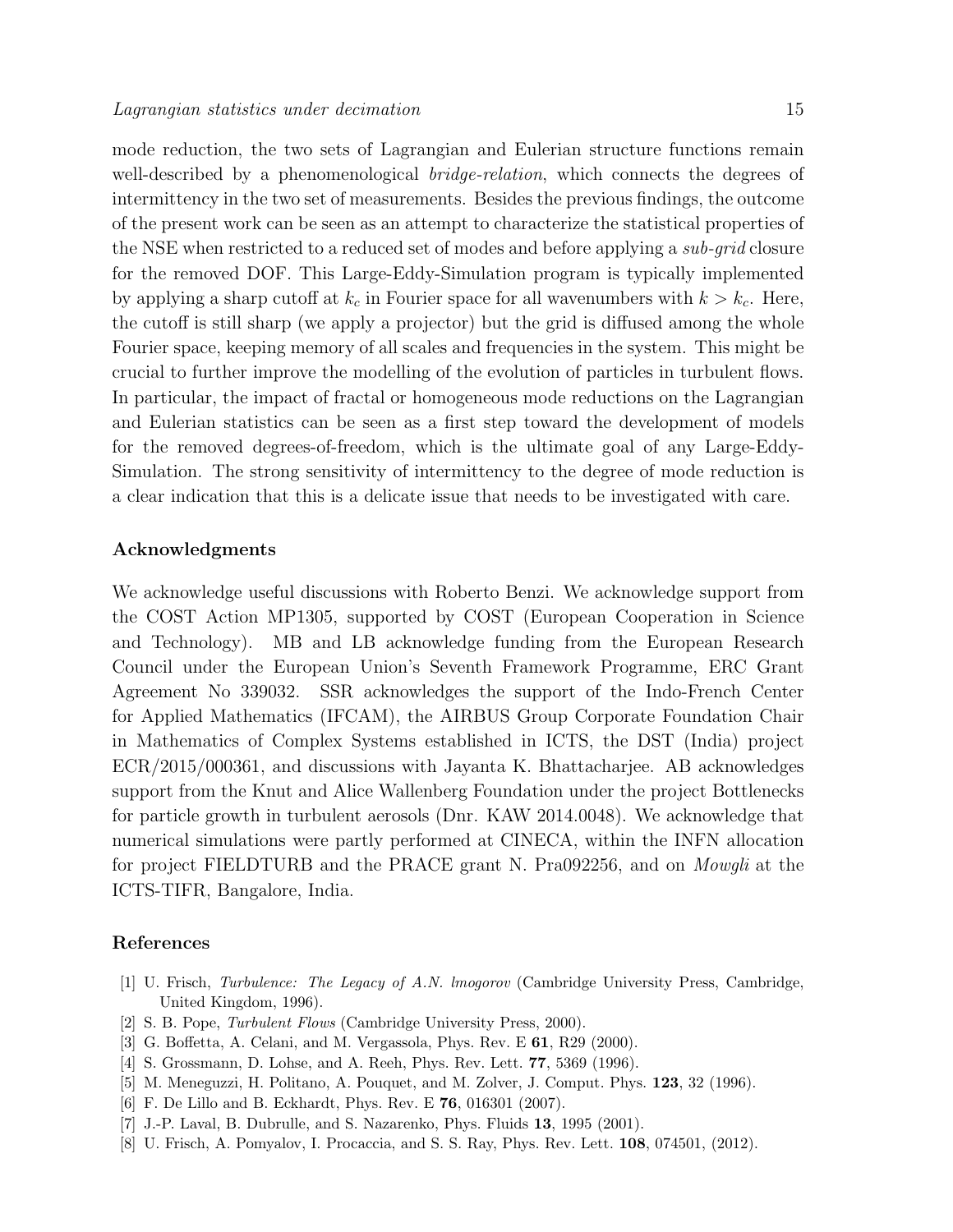mode reduction, the two sets of Lagrangian and Eulerian structure functions remain well-described by a phenomenological *bridge-relation*, which connects the degrees of intermittency in the two set of measurements. Besides the previous findings, the outcome of the present work can be seen as an attempt to characterize the statistical properties of the NSE when restricted to a reduced set of modes and before applying a *sub-grid* closure for the removed DOF. This Large-Eddy-Simulation program is typically implemented by applying a sharp cutoff at $k_c$ in Fourier space for all wavenumbers with $k > k_c$. Here, the cutoff is still sharp (we apply a projector) but the grid is diffused among the whole Fourier space, keeping memory of all scales and frequencies in the system. This might be crucial to further improve the modelling of the evolution of particles in turbulent flows. In particular, the impact of fractal or homogeneous mode reductions on the Lagrangian and Eulerian statistics can be seen as a first step toward the development of models for the removed degrees-of-freedom, which is the ultimate goal of any Large-Eddy-Simulation. The strong sensitivity of intermittency to the degree of mode reduction is a clear indication that this is a delicate issue that needs to be investigated with care.

## Acknowledgments

We acknowledge useful discussions with Roberto Benzi. We acknowledge support from the COST Action MP1305, supported by COST (European Cooperation in Science and Technology). MB and LB acknowledge funding from the European Research Council under the European Union's Seventh Framework Programme, ERC Grant Agreement No 339032. SSR acknowledges the support of the Indo-French Center for Applied Mathematics (IFCAM), the AIRBUS Group Corporate Foundation Chair in Mathematics of Complex Systems established in ICTS, the DST (India) project ECR/2015/000361, and discussions with Jayanta K. Bhattacharjee. AB acknowledges support from the Knut and Alice Wallenberg Foundation under the project Bottlenecks for particle growth in turbulent aerosols (Dnr. KAW 2014.0048). We acknowledge that numerical simulations were partly performed at CINECA, within the INFN allocation for project FIELDTURB and the PRACE grant N. Pra092256, and on *Mowgli* at the ICTS-TIFR, Bangalore, India.

## References

[1] U. Frisch, *Turbulence: The Legacy of A.N. lmogorov* (Cambridge University Press, Cambridge, United Kingdom, 1996).

[2] S. B. Pope, *Turbulent Flows* (Cambridge University Press, 2000).

[3] G. Boffetta, A. Celani, and M. Vergassola, Phys. Rev. E **61**, R29 (2000).

[4] S. Grossmann, D. Lohse, and A. Reeh, Phys. Rev. Lett. **77**, 5369 (1996).

[5] M. Meneguzzi, H. Politano, A. Pouquet, and M. Zolver, J. Comput. Phys. **123**, 32 (1996).

[6] F. De Lillo and B. Eckhardt, Phys. Rev. E **76**, 016301 (2007).

[7] J.-P. Laval, B. Dubrulle, and S. Nazarenko, Phys. Fluids **13**, 1995 (2001).

[8] U. Frisch, A. Pomyalov, I. Procaccia, and S. S. Ray, Phys. Rev. Lett. **108**, 074501, (2012).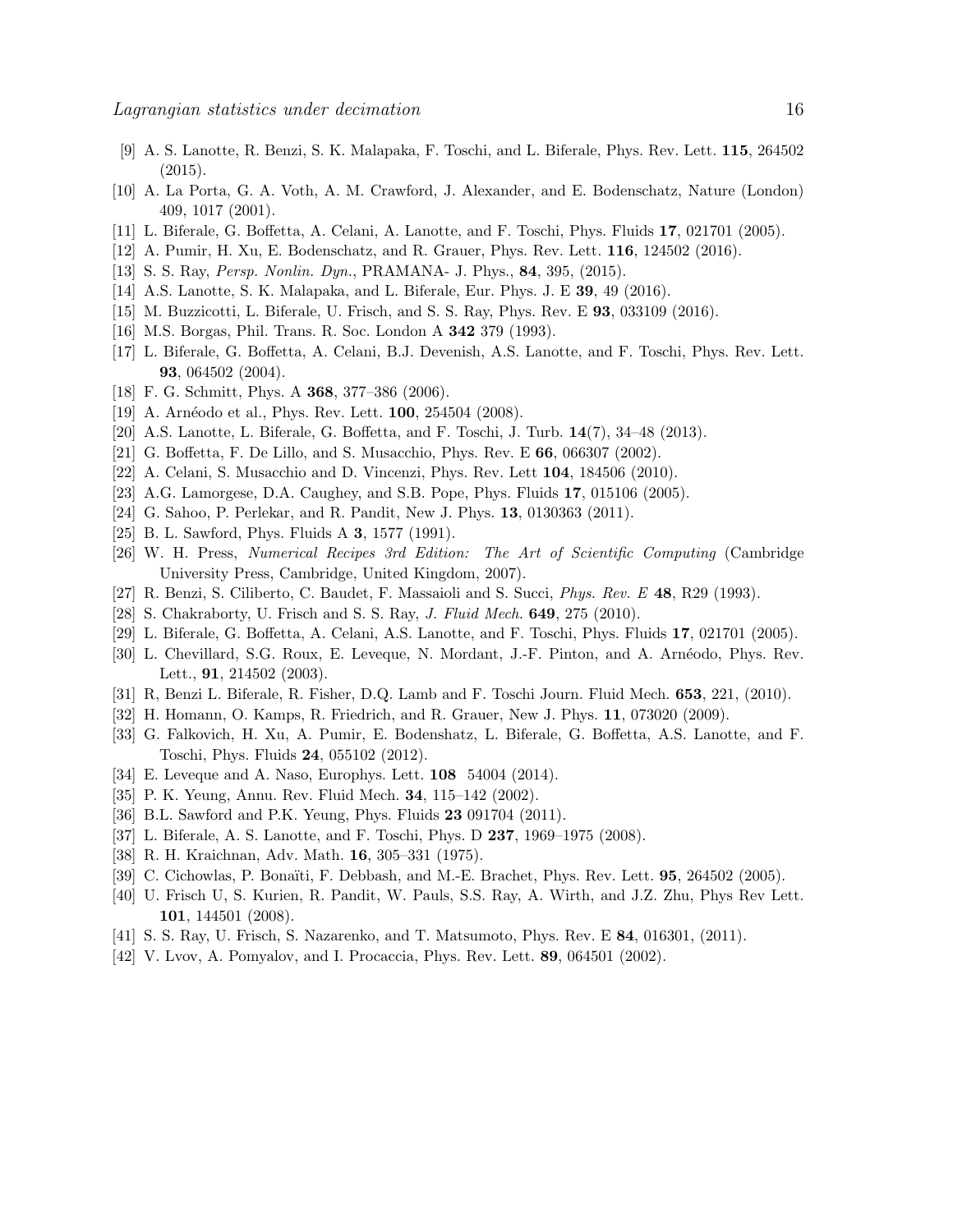[9] A. S. Lanotte, R. Benzi, S. K. Malapaka, F. Toschi, and L. Biferale, Phys. Rev. Lett. **115**, 264502 (2015).

[10] A. La Porta, G. A. Voth, A. M. Crawford, J. Alexander, and E. Bodenschatz, Nature (London) 409, 1017 (2001).

[11] L. Biferale, G. Boffetta, A. Celani, A. Lanotte, and F. Toschi, Phys. Fluids **17**, 021701 (2005).

[12] A. Pumir, H. Xu, E. Bodenschatz, and R. Grauer, Phys. Rev. Lett. **116**, 124502 (2016).

[13] S. S. Ray, *Persp. Nonlin. Dyn.*, PRAMANA- J. Phys., **84**, 395, (2015).

[14] A.S. Lanotte, S. K. Malapaka, and L. Biferale, Eur. Phys. J. E **39**, 49 (2016).

[15] M. Buzzicotti, L. Biferale, U. Frisch, and S. S. Ray, Phys. Rev. E **93**, 033109 (2016).

[16] M.S. Borgas, Phil. Trans. R. Soc. London A **342** 379 (1993).

[17] L. Biferale, G. Boffetta, A. Celani, B.J. Devenish, A.S. Lanotte, and F. Toschi, Phys. Rev. Lett. **93**, 064502 (2004).

[18] F. G. Schmitt, Phys. A **368**, 377–386 (2006).

[19] A. Arnéodo et al., Phys. Rev. Lett. **100**, 254504 (2008).

[20] A.S. Lanotte, L. Biferale, G. Boffetta, and F. Toschi, J. Turb. **14**(7), 34–48 (2013).

[21] G. Boffetta, F. De Lillo, and S. Musacchio, Phys. Rev. E **66**, 066307 (2002).

[22] A. Celani, S. Musacchio and D. Vincenzi, Phys. Rev. Lett **104**, 184506 (2010).

[23] A.G. Lamorgese, D.A. Caughey, and S.B. Pope, Phys. Fluids **17**, 015106 (2005).

[24] G. Sahoo, P. Perlekar, and R. Pandit, New J. Phys. **13**, 0130363 (2011).

[25] B. L. Sawford, Phys. Fluids A **3**, 1577 (1991).

[26] W. H. Press, *Numerical Recipes 3rd Edition: The Art of Scientific Computing* (Cambridge University Press, Cambridge, United Kingdom, 2007).

[27] R. Benzi, S. Ciliberto, C. Baudet, F. Massaioli and S. Succi, *Phys. Rev. E* **48**, R29 (1993).

[28] S. Chakraborty, U. Frisch and S. S. Ray, *J. Fluid Mech.* **649**, 275 (2010).

[29] L. Biferale, G. Boffetta, A. Celani, A.S. Lanotte, and F. Toschi, Phys. Fluids **17**, 021701 (2005).

[30] L. Chevillard, S.G. Roux, E. Leveque, N. Mordant, J.-F. Pinton, and A. Arnéodo, Phys. Rev. Lett., **91**, 214502 (2003).

[31] R, Benzi L. Biferale, R. Fisher, D.Q. Lamb and F. Toschi Journ. Fluid Mech. **653**, 221, (2010).

[32] H. Homann, O. Kamps, R. Friedrich, and R. Grauer, New J. Phys. **11**, 073020 (2009).

[33] G. Falkovich, H. Xu, A. Pumir, E. Bodenshatz, L. Biferale, G. Boffetta, A.S. Lanotte, and F. Toschi, Phys. Fluids **24**, 055102 (2012).

[34] E. Leveque and A. Naso, Europhys. Lett. **108** 54004 (2014).

[35] P. K. Yeung, Annu. Rev. Fluid Mech. **34**, 115–142 (2002).

[36] B.L. Sawford and P.K. Yeung, Phys. Fluids **23** 091704 (2011).

[37] L. Biferale, A. S. Lanotte, and F. Toschi, Phys. D **237**, 1969–1975 (2008).

[38] R. H. Kraichnan, Adv. Math. **16**, 305–331 (1975).

[39] C. Cichowlas, P. Bonaïti, F. Debbash, and M.-E. Brachet, Phys. Rev. Lett. **95**, 264502 (2005).

[40] U. Frisch U, S. Kurien, R. Pandit, W. Pauls, S.S. Ray, A. Wirth, and J.Z. Zhu, Phys Rev Lett. **101**, 144501 (2008).

[41] S. S. Ray, U. Frisch, S. Nazarenko, and T. Matsumoto, Phys. Rev. E **84**, 016301, (2011).

[42] V. Lvov, A. Pomyalov, and I. Procaccia, Phys. Rev. Lett. **89**, 064501 (2002).